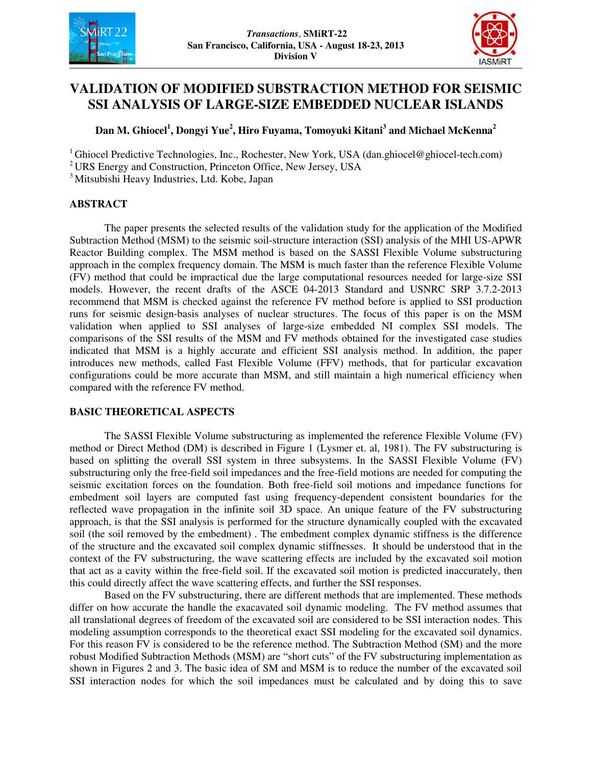# VALIDATION OF MODIFIED SUBSTRACTION METHOD FOR SEISMIC SSI ANALYSIS OF LARGE-SIZE EMBEDDED NUCLEAR ISLANDS

**Dan M. Ghiocel[1], Dongyi Yue[2], Hiro Fuyama, Tomoyuki Kitani[3] and Michael McKenna[2]**

[1] Ghiocel Predictive Technologies, Inc., Rochester, New York, USA (dan.ghiocel@ghiocel-tech.com)
[2] URS Energy and Construction, Princeton Office, New Jersey, USA
[3] Mitsubishi Heavy Industries, Ltd. Kobe, Japan

## ABSTRACT

The paper presents the selected results of the validation study for the application of the Modified Subtraction Method (MSM) to the seismic soil-structure interaction (SSI) analysis of the MHI US-APWR Reactor Building complex. The MSM method is based on the SASSI Flexible Volume substructuring approach in the complex frequency domain. The MSM is much faster than the reference Flexible Volume (FV) method that could be impractical due the large computational resources needed for large-size SSI models. However, the recent drafts of the ASCE 04-2013 Standard and USNRC SRP 3.7.2-2013 recommend that MSM is checked against the reference FV method before is applied to SSI production runs for seismic design-basis analyses of nuclear structures. The focus of this paper is on the MSM validation when applied to SSI analyses of large-size embedded NI complex SSI models. The comparisons of the SSI results of the MSM and FV methods obtained for the investigated case studies indicated that MSM is a highly accurate and efficient SSI analysis method. In addition, the paper introduces new methods, called Fast Flexible Volume (FFV) methods, that for particular excavation configurations could be more accurate than MSM, and still maintain a high numerical efficiency when compared with the reference FV method.

## BASIC THEORETICAL ASPECTS

The SASSI Flexible Volume substructuring as implemented the reference Flexible Volume (FV) method or Direct Method (DM) is described in Figure 1 (Lysmer et. al, 1981). The FV substructuring is based on splitting the overall SSI system in three subsystems. In the SASSI Flexible Volume (FV) substructuring only the free-field soil impedances and the free-field motions are needed for computing the seismic excitation forces on the foundation. Both free-field soil motions and impedance functions for embedment soil layers are computed fast using frequency-dependent consistent boundaries for the reflected wave propagation in the infinite soil 3D space. An unique feature of the FV substructuring approach, is that the SSI analysis is performed for the structure dynamically coupled with the excavated soil (the soil removed by the embedment) . The embedment complex dynamic stiffness is the difference of the structure and the excavated soil complex dynamic stiffnesses. It should be understood that in the context of the FV substructuring, the wave scattering effects are included by the excavated soil motion that act as a cavity within the free-field soil. If the excavated soil motion is predicted inaccurately, then this could directly affect the wave scattering effects, and further the SSI responses.

Based on the FV substructuring, there are different methods that are implemented. These methods differ on how accurate the handle the exacavated soil dynamic modeling. The FV method assumes that all translational degrees of freedom of the excavated soil are considered to be SSI interaction nodes. This modeling assumption corresponds to the theoretical exact SSI modeling for the excavated soil dynamics. For this reason FV is considered to be the reference method. The Subtraction Method (SM) and the more robust Modified Subtraction Methods (MSM) are "short cuts" of the FV substructuring implementation as shown in Figures 2 and 3. The basic idea of SM and MSM is to reduce the number of the excavated soil SSI interaction nodes for which the soil impedances must be calculated and by doing this to save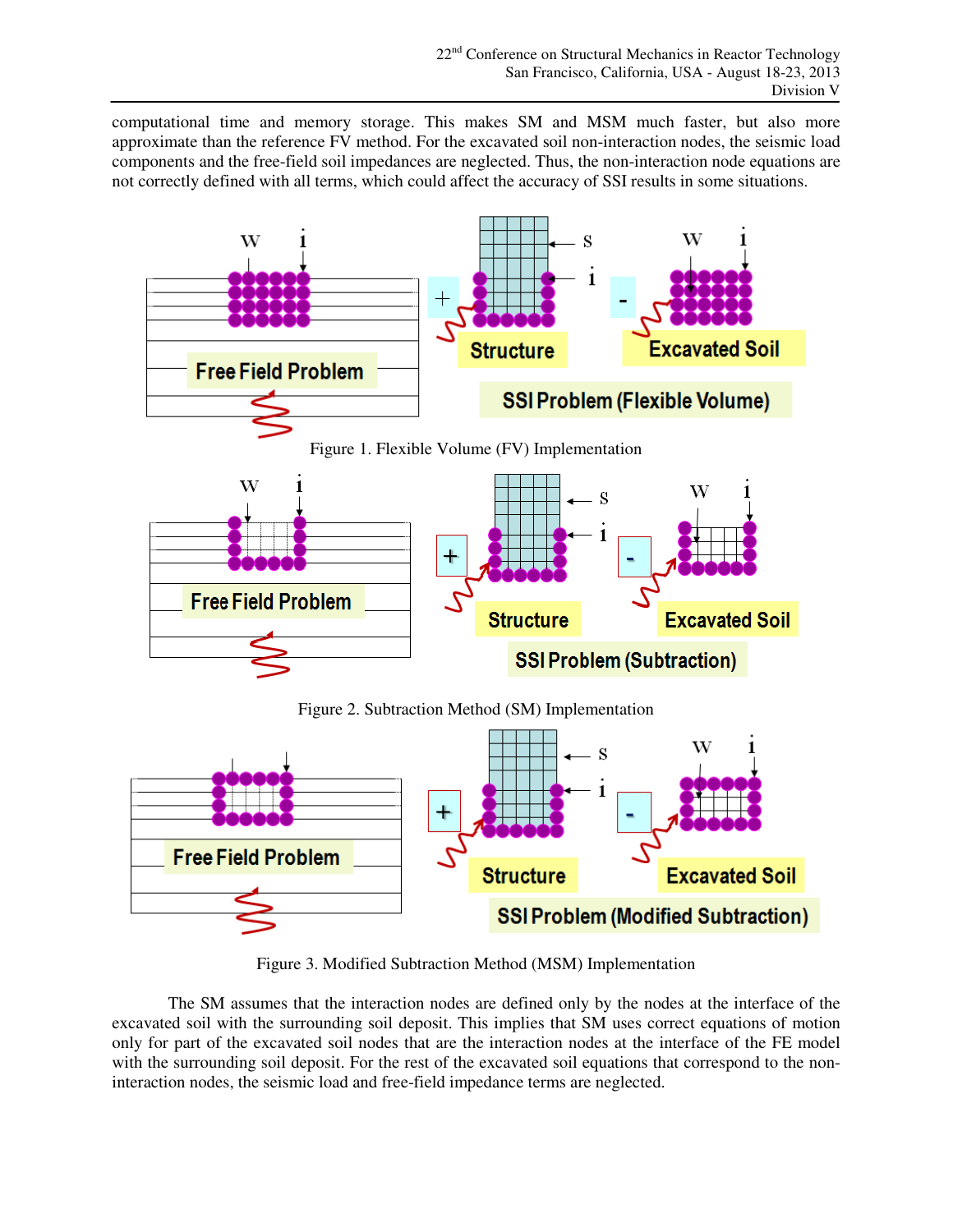computational time and memory storage. This makes SM and MSM much faster, but also more approximate than the reference FV method. For the excavated soil non-interaction nodes, the seismic load components and the free-field soil impedances are neglected. Thus, the non-interaction node equations are not correctly defined with all terms, which could affect the accuracy of SSI results in some situations.

Figure 1. Flexible Volume (FV) Implementation

Figure 2. Subtraction Method (SM) Implementation

Figure 3. Modified Subtraction Method (MSM) Implementation

The SM assumes that the interaction nodes are defined only by the nodes at the interface of the excavated soil with the surrounding soil deposit. This implies that SM uses correct equations of motion only for part of the excavated soil nodes that are the interaction nodes at the interface of the FE model with the surrounding soil deposit. For the rest of the excavated soil equations that correspond to the non-interaction nodes, the seismic load and free-field impedance terms are neglected.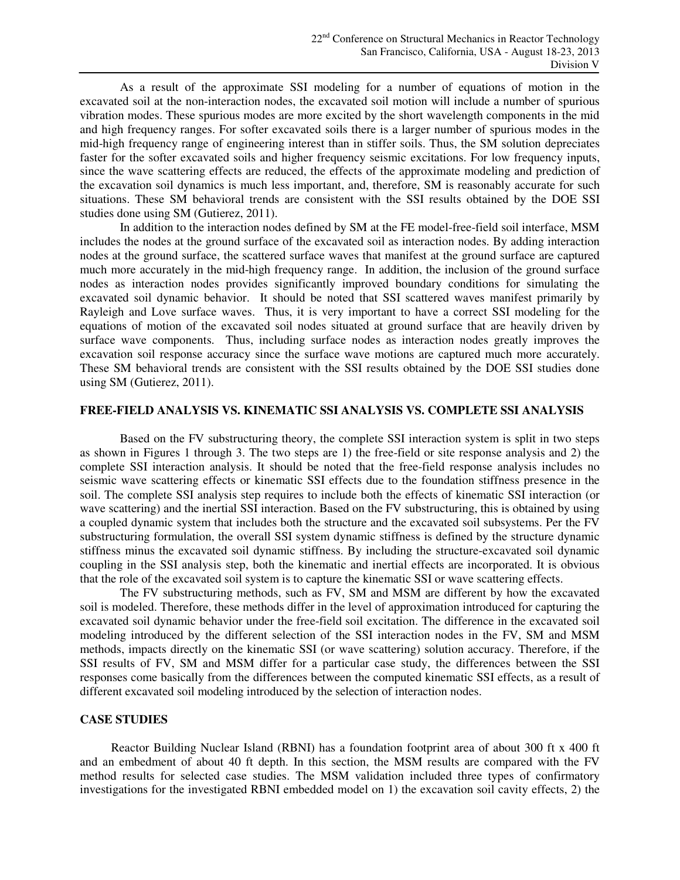As a result of the approximate SSI modeling for a number of equations of motion in the excavated soil at the non-interaction nodes, the excavated soil motion will include a number of spurious vibration modes. These spurious modes are more excited by the short wavelength components in the mid and high frequency ranges. For softer excavated soils there is a larger number of spurious modes in the mid-high frequency range of engineering interest than in stiffer soils. Thus, the SM solution depreciates faster for the softer excavated soils and higher frequency seismic excitations. For low frequency inputs, since the wave scattering effects are reduced, the effects of the approximate modeling and prediction of the excavation soil dynamics is much less important, and, therefore, SM is reasonably accurate for such situations. These SM behavioral trends are consistent with the SSI results obtained by the DOE SSI studies done using SM (Gutierez, 2011).

In addition to the interaction nodes defined by SM at the FE model-free-field soil interface, MSM includes the nodes at the ground surface of the excavated soil as interaction nodes. By adding interaction nodes at the ground surface, the scattered surface waves that manifest at the ground surface are captured much more accurately in the mid-high frequency range. In addition, the inclusion of the ground surface nodes as interaction nodes provides significantly improved boundary conditions for simulating the excavated soil dynamic behavior. It should be noted that SSI scattered waves manifest primarily by Rayleigh and Love surface waves. Thus, it is very important to have a correct SSI modeling for the equations of motion of the excavated soil nodes situated at ground surface that are heavily driven by surface wave components. Thus, including surface nodes as interaction nodes greatly improves the excavation soil response accuracy since the surface wave motions are captured much more accurately. These SM behavioral trends are consistent with the SSI results obtained by the DOE SSI studies done using SM (Gutierez, 2011).

## FREE-FIELD ANALYSIS VS. KINEMATIC SSI ANALYSIS VS. COMPLETE SSI ANALYSIS

Based on the FV substructuring theory, the complete SSI interaction system is split in two steps as shown in Figures 1 through 3. The two steps are 1) the free-field or site response analysis and 2) the complete SSI interaction analysis. It should be noted that the free-field response analysis includes no seismic wave scattering effects or kinematic SSI effects due to the foundation stiffness presence in the soil. The complete SSI analysis step requires to include both the effects of kinematic SSI interaction (or wave scattering) and the inertial SSI interaction. Based on the FV substructuring, this is obtained by using a coupled dynamic system that includes both the structure and the excavated soil subsystems. Per the FV substructuring formulation, the overall SSI system dynamic stiffness is defined by the structure dynamic stiffness minus the excavated soil dynamic stiffness. By including the structure-excavated soil dynamic coupling in the SSI analysis step, both the kinematic and inertial effects are incorporated. It is obvious that the role of the excavated soil system is to capture the kinematic SSI or wave scattering effects.

The FV substructuring methods, such as FV, SM and MSM are different by how the excavated soil is modeled. Therefore, these methods differ in the level of approximation introduced for capturing the excavated soil dynamic behavior under the free-field soil excitation. The difference in the excavated soil modeling introduced by the different selection of the SSI interaction nodes in the FV, SM and MSM methods, impacts directly on the kinematic SSI (or wave scattering) solution accuracy. Therefore, if the SSI results of FV, SM and MSM differ for a particular case study, the differences between the SSI responses come basically from the differences between the computed kinematic SSI effects, as a result of different excavated soil modeling introduced by the selection of interaction nodes.

## CASE STUDIES

Reactor Building Nuclear Island (RBNI) has a foundation footprint area of about 300 ft x 400 ft and an embedment of about 40 ft depth. In this section, the MSM results are compared with the FV method results for selected case studies. The MSM validation included three types of confirmatory investigations for the investigated RBNI embedded model on 1) the excavation soil cavity effects, 2) the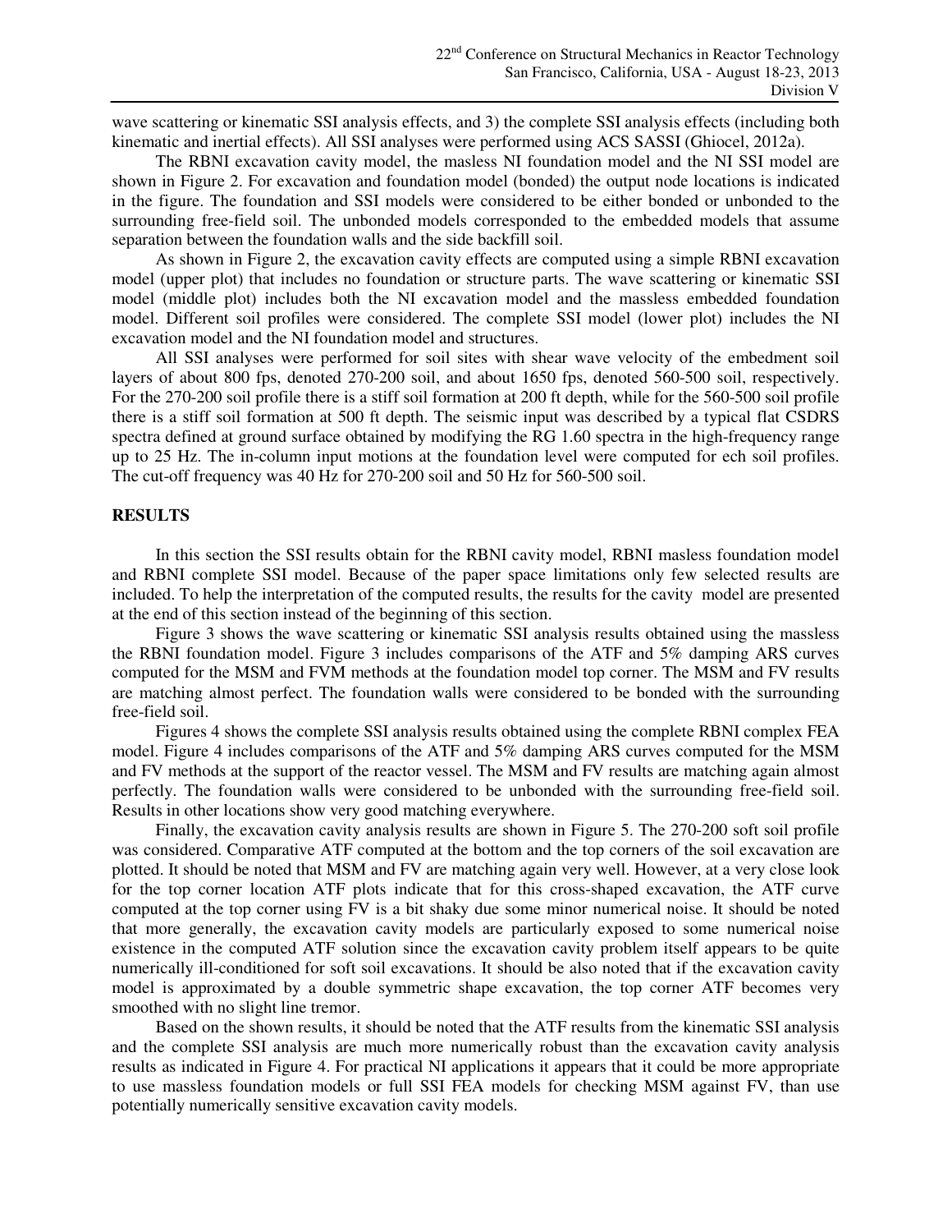wave scattering or kinematic SSI analysis effects, and 3) the complete SSI analysis effects (including both kinematic and inertial effects). All SSI analyses were performed using ACS SASSI (Ghiocel, 2012a).

The RBNI excavation cavity model, the masless NI foundation model and the NI SSI model are shown in Figure 2. For excavation and foundation model (bonded) the output node locations is indicated in the figure. The foundation and SSI models were considered to be either bonded or unbonded to the surrounding free-field soil. The unbonded models corresponded to the embedded models that assume separation between the foundation walls and the side backfill soil.

As shown in Figure 2, the excavation cavity effects are computed using a simple RBNI excavation model (upper plot) that includes no foundation or structure parts. The wave scattering or kinematic SSI model (middle plot) includes both the NI excavation model and the massless embedded foundation model. Different soil profiles were considered. The complete SSI model (lower plot) includes the NI excavation model and the NI foundation model and structures.

All SSI analyses were performed for soil sites with shear wave velocity of the embedment soil layers of about 800 fps, denoted 270-200 soil, and about 1650 fps, denoted 560-500 soil, respectively. For the 270-200 soil profile there is a stiff soil formation at 200 ft depth, while for the 560-500 soil profile there is a stiff soil formation at 500 ft depth. The seismic input was described by a typical flat CSDRS spectra defined at ground surface obtained by modifying the RG 1.60 spectra in the high-frequency range up to 25 Hz. The in-column input motions at the foundation level were computed for ech soil profiles. The cut-off frequency was 40 Hz for 270-200 soil and 50 Hz for 560-500 soil.

## RESULTS

In this section the SSI results obtain for the RBNI cavity model, RBNI masless foundation model and RBNI complete SSI model. Because of the paper space limitations only few selected results are included. To help the interpretation of the computed results, the results for the cavity model are presented at the end of this section instead of the beginning of this section.

Figure 3 shows the wave scattering or kinematic SSI analysis results obtained using the massless the RBNI foundation model. Figure 3 includes comparisons of the ATF and 5% damping ARS curves computed for the MSM and FVM methods at the foundation model top corner. The MSM and FV results are matching almost perfect. The foundation walls were considered to be bonded with the surrounding free-field soil.

Figures 4 shows the complete SSI analysis results obtained using the complete RBNI complex FEA model. Figure 4 includes comparisons of the ATF and 5% damping ARS curves computed for the MSM and FV methods at the support of the reactor vessel. The MSM and FV results are matching again almost perfectly. The foundation walls were considered to be unbonded with the surrounding free-field soil. Results in other locations show very good matching everywhere.

Finally, the excavation cavity analysis results are shown in Figure 5. The 270-200 soft soil profile was considered. Comparative ATF computed at the bottom and the top corners of the soil excavation are plotted. It should be noted that MSM and FV are matching again very well. However, at a very close look for the top corner location ATF plots indicate that for this cross-shaped excavation, the ATF curve computed at the top corner using FV is a bit shaky due some minor numerical noise. It should be noted that more generally, the excavation cavity models are particularly exposed to some numerical noise existence in the computed ATF solution since the excavation cavity problem itself appears to be quite numerically ill-conditioned for soft soil excavations. It should be also noted that if the excavation cavity model is approximated by a double symmetric shape excavation, the top corner ATF becomes very smoothed with no slight line tremor.

Based on the shown results, it should be noted that the ATF results from the kinematic SSI analysis and the complete SSI analysis are much more numerically robust than the excavation cavity analysis results as indicated in Figure 4. For practical NI applications it appears that it could be more appropriate to use massless foundation models or full SSI FEA models for checking MSM against FV, than use potentially numerically sensitive excavation cavity models.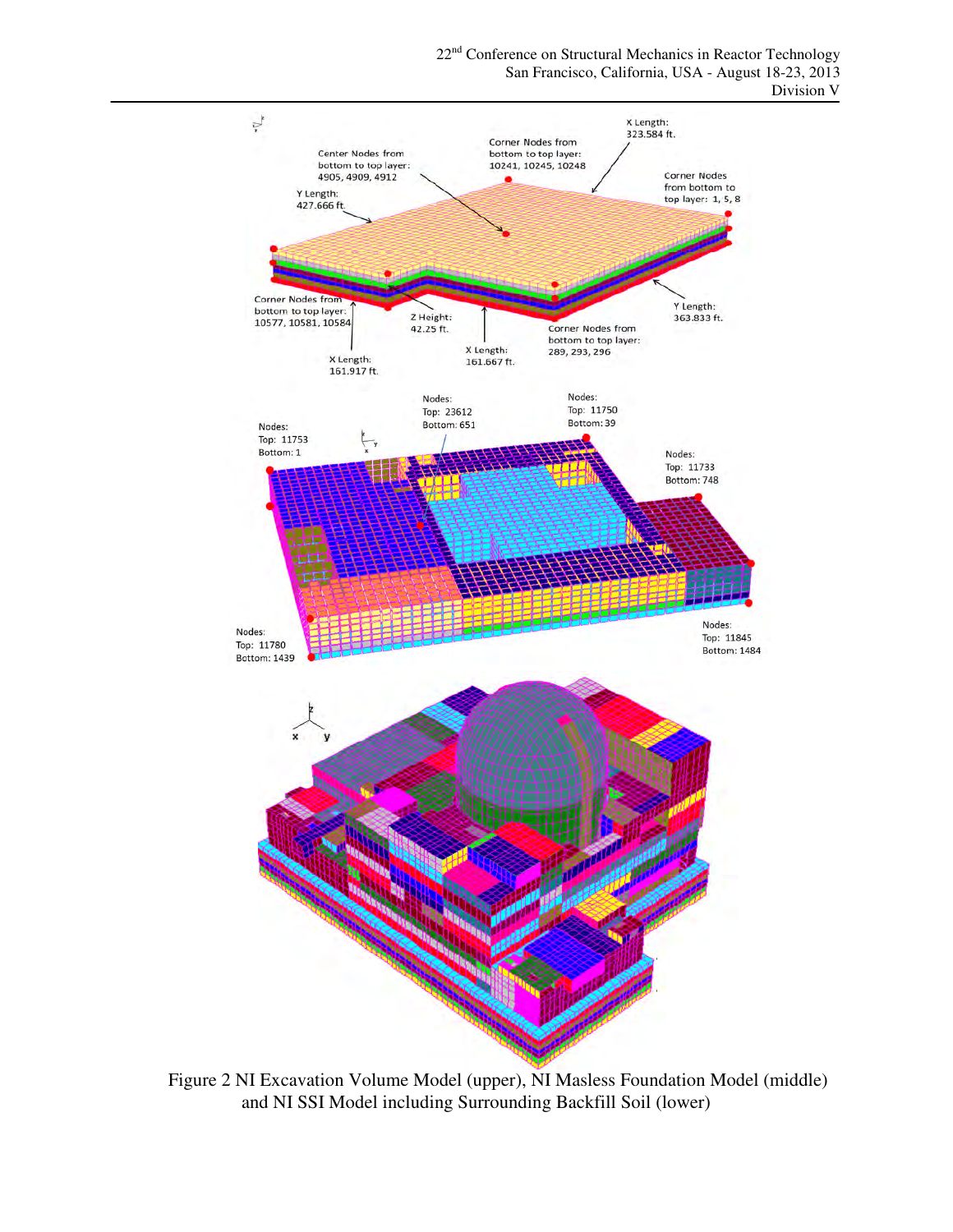Figure 2 NI Excavation Volume Model (upper), NI Masless Foundation Model (middle) and NI SSI Model including Surrounding Backfill Soil (lower)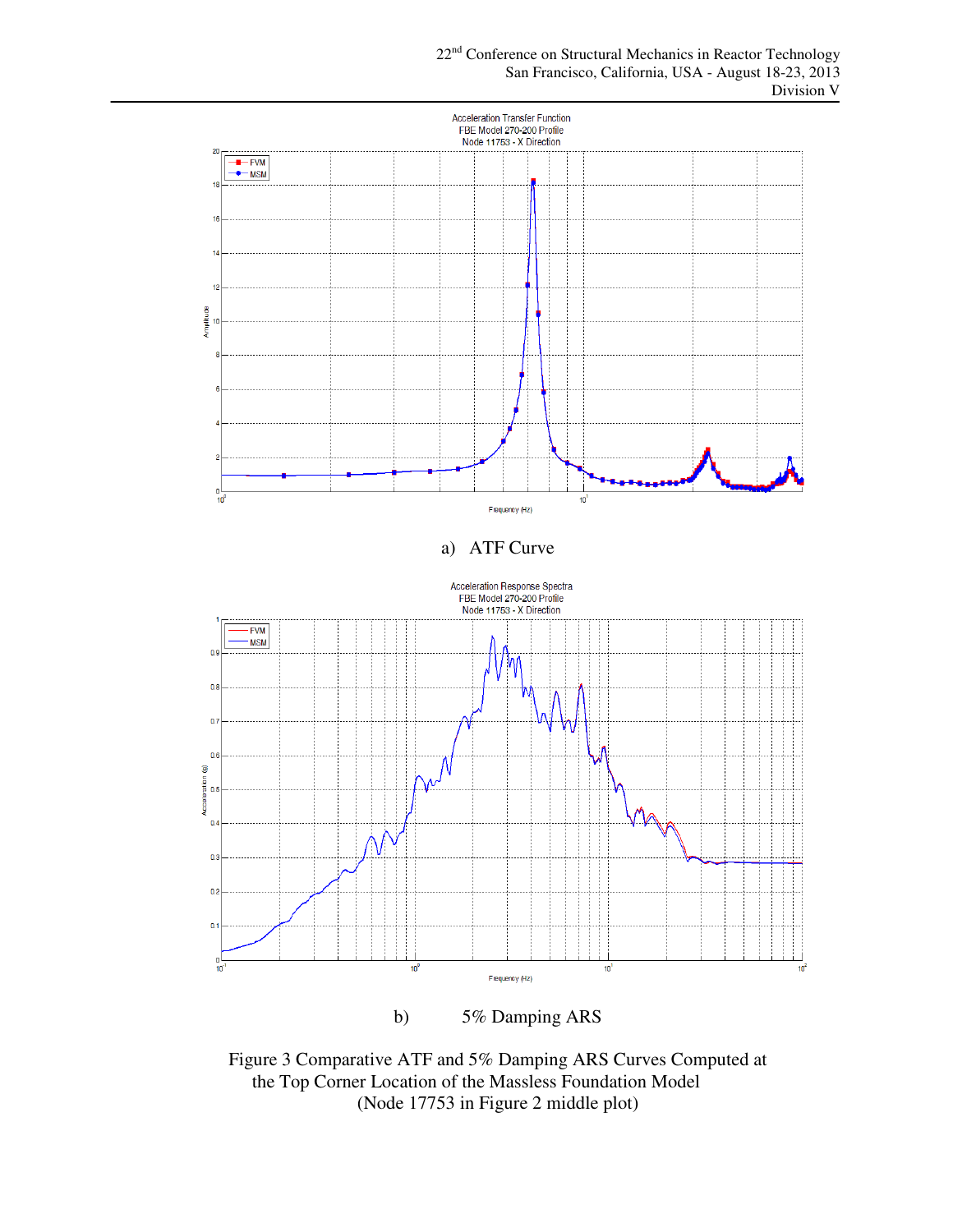a) ATF Curve

b) 5% Damping ARS

Figure 3 Comparative ATF and 5% Damping ARS Curves Computed at the Top Corner Location of the Massless Foundation Model (Node 17753 in Figure 2 middle plot)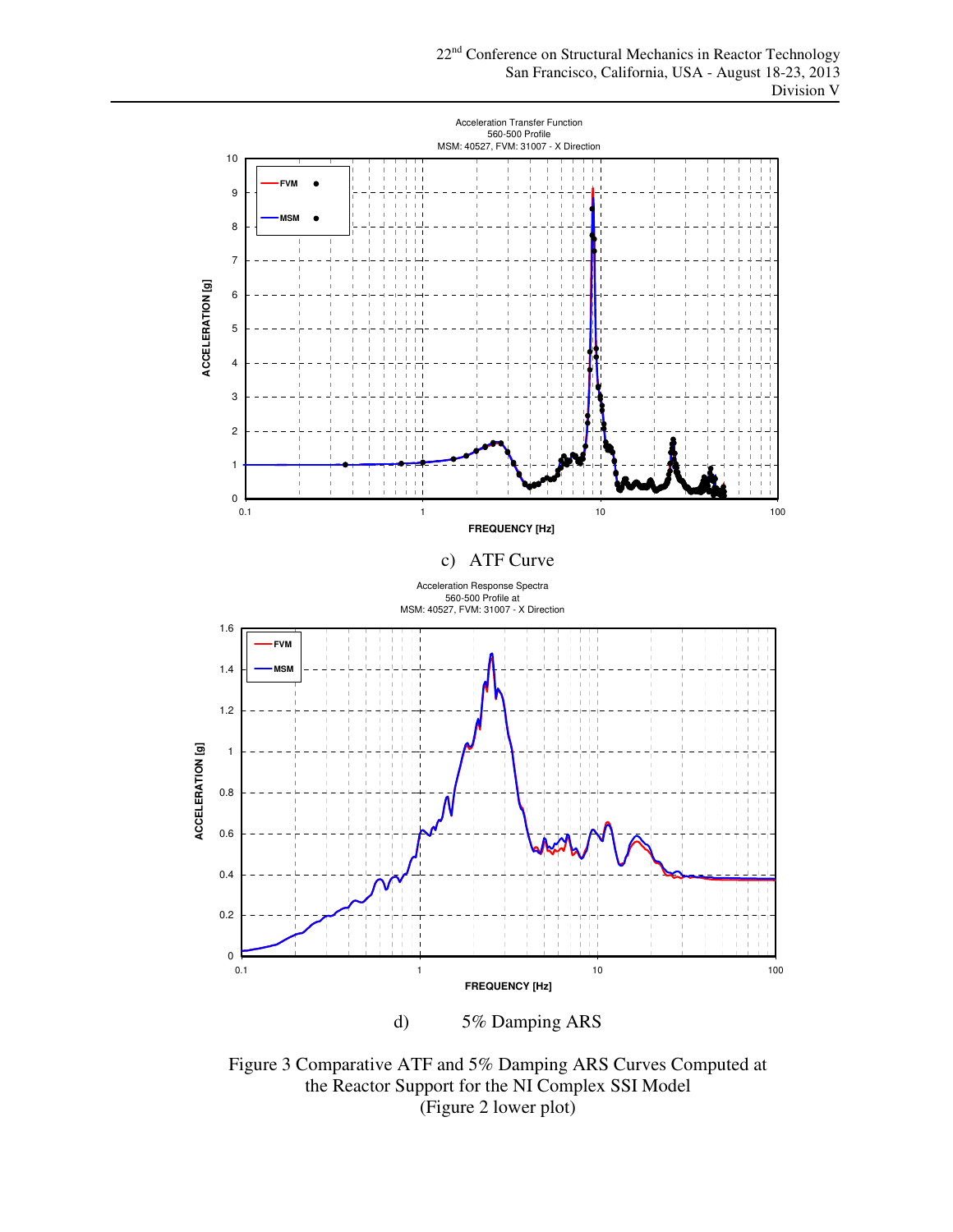c) ATF Curve

d) 5% Damping ARS

Figure 3 Comparative ATF and 5% Damping ARS Curves Computed at the Reactor Support for the NI Complex SSI Model (Figure 2 lower plot)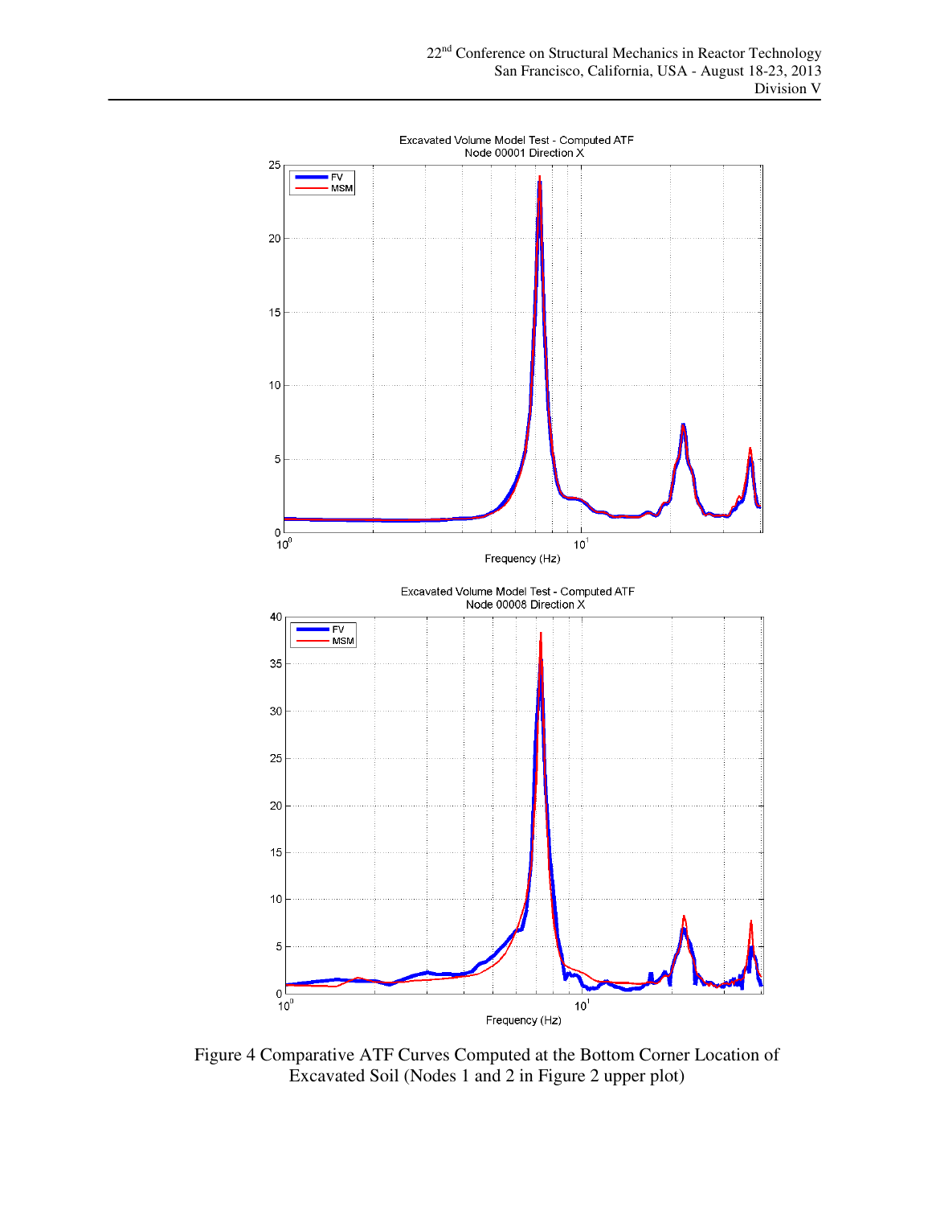Figure 4 Comparative ATF Curves Computed at the Bottom Corner Location of Excavated Soil (Nodes 1 and 2 in Figure 2 upper plot)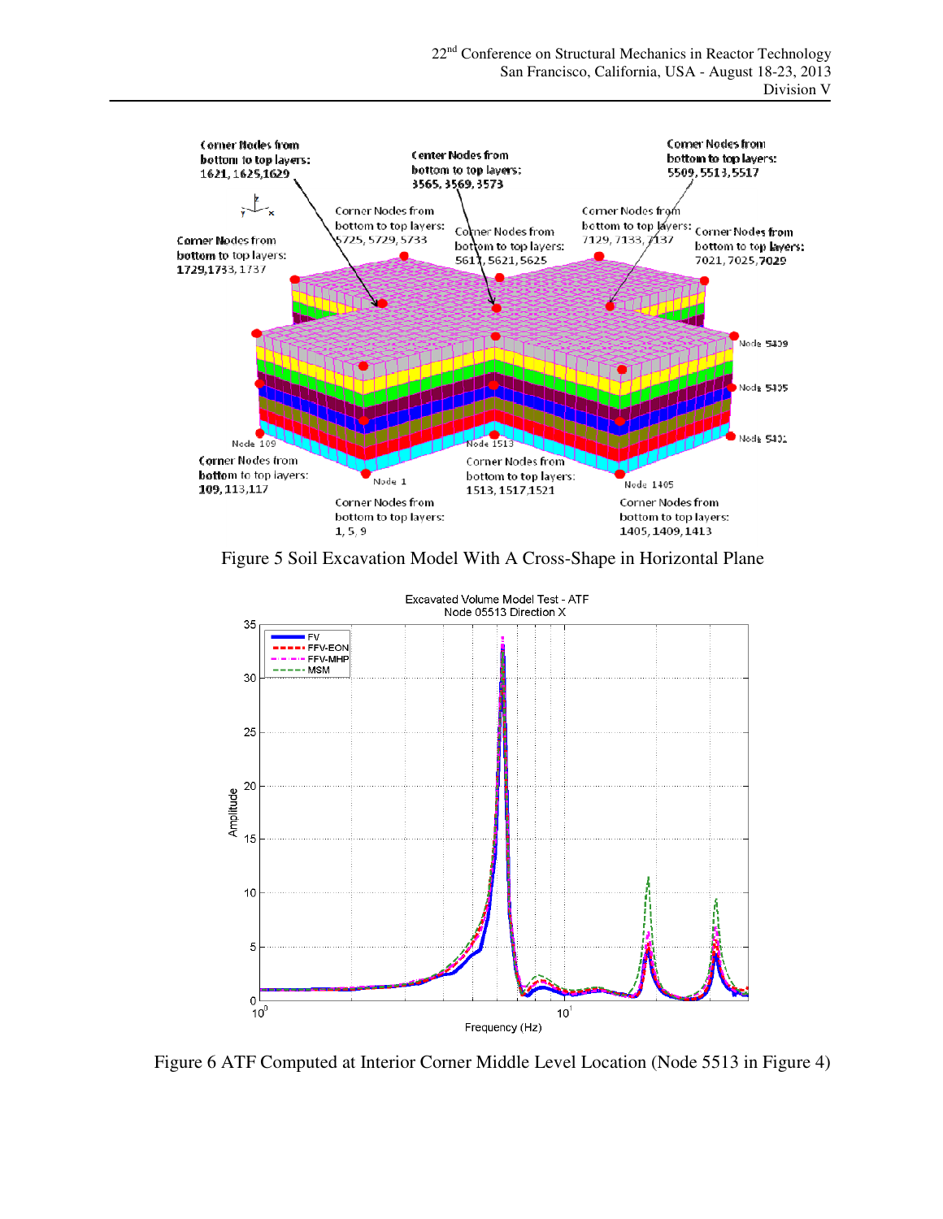Figure 5 Soil Excavation Model With A Cross-Shape in Horizontal Plane

Figure 6 ATF Computed at Interior Corner Middle Level Location (Node 5513 in Figure 4)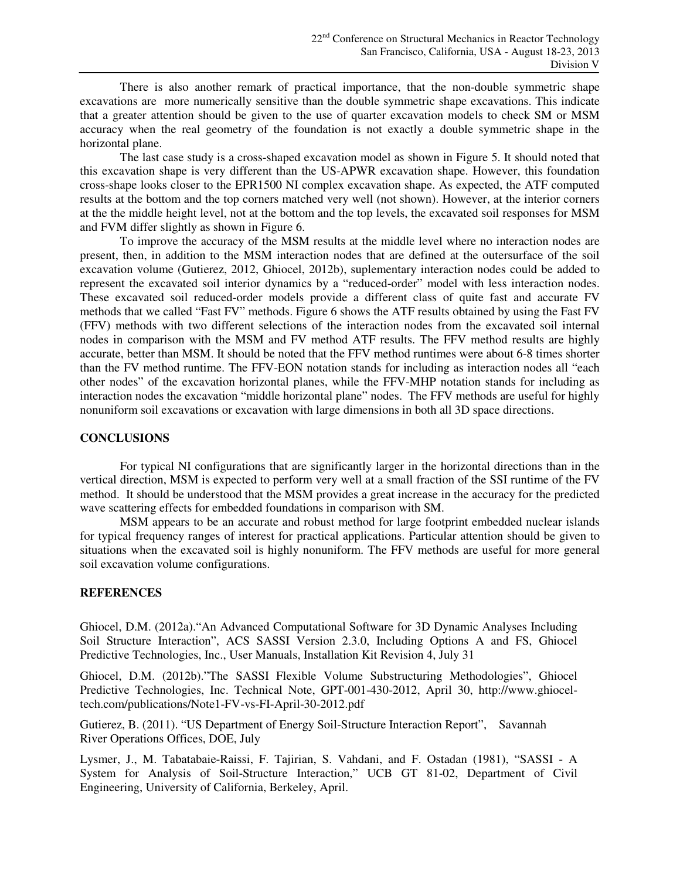There is also another remark of practical importance, that the non-double symmetric shape excavations are more numerically sensitive than the double symmetric shape excavations. This indicate that a greater attention should be given to the use of quarter excavation models to check SM or MSM accuracy when the real geometry of the foundation is not exactly a double symmetric shape in the horizontal plane.

The last case study is a cross-shaped excavation model as shown in Figure 5. It should noted that this excavation shape is very different than the US-APWR excavation shape. However, this foundation cross-shape looks closer to the EPR1500 NI complex excavation shape. As expected, the ATF computed results at the bottom and the top corners matched very well (not shown). However, at the interior corners at the the middle height level, not at the bottom and the top levels, the excavated soil responses for MSM and FVM differ slightly as shown in Figure 6.

To improve the accuracy of the MSM results at the middle level where no interaction nodes are present, then, in addition to the MSM interaction nodes that are defined at the outersurface of the soil excavation volume (Gutierez, 2012, Ghiocel, 2012b), suplementary interaction nodes could be added to represent the excavated soil interior dynamics by a "reduced-order" model with less interaction nodes. These excavated soil reduced-order models provide a different class of quite fast and accurate FV methods that we called "Fast FV" methods. Figure 6 shows the ATF results obtained by using the Fast FV (FFV) methods with two different selections of the interaction nodes from the excavated soil internal nodes in comparison with the MSM and FV method ATF results. The FFV method results are highly accurate, better than MSM. It should be noted that the FFV method runtimes were about 6-8 times shorter than the FV method runtime. The FFV-EON notation stands for including as interaction nodes all "each other nodes" of the excavation horizontal planes, while the FFV-MHP notation stands for including as interaction nodes the excavation "middle horizontal plane" nodes. The FFV methods are useful for highly nonuniform soil excavations or excavation with large dimensions in both all 3D space directions.

## CONCLUSIONS

For typical NI configurations that are significantly larger in the horizontal directions than in the vertical direction, MSM is expected to perform very well at a small fraction of the SSI runtime of the FV method. It should be understood that the MSM provides a great increase in the accuracy for the predicted wave scattering effects for embedded foundations in comparison with SM.

MSM appears to be an accurate and robust method for large footprint embedded nuclear islands for typical frequency ranges of interest for practical applications. Particular attention should be given to situations when the excavated soil is highly nonuniform. The FFV methods are useful for more general soil excavation volume configurations.

## REFERENCES

Ghiocel, D.M. (2012a)."An Advanced Computational Software for 3D Dynamic Analyses Including Soil Structure Interaction", ACS SASSI Version 2.3.0, Including Options A and FS, Ghiocel Predictive Technologies, Inc., User Manuals, Installation Kit Revision 4, July 31

Ghiocel, D.M. (2012b)."The SASSI Flexible Volume Substructuring Methodologies", Ghiocel Predictive Technologies, Inc. Technical Note, GPT-001-430-2012, April 30, http://www.ghiocel-tech.com/publications/Note1-FV-vs-FI-April-30-2012.pdf

Gutierez, B. (2011). "US Department of Energy Soil-Structure Interaction Report", Savannah River Operations Offices, DOE, July

Lysmer, J., M. Tabatabaie-Raissi, F. Tajirian, S. Vahdani, and F. Ostadan (1981), "SASSI - A System for Analysis of Soil-Structure Interaction," UCB GT 81-02, Department of Civil Engineering, University of California, Berkeley, April.